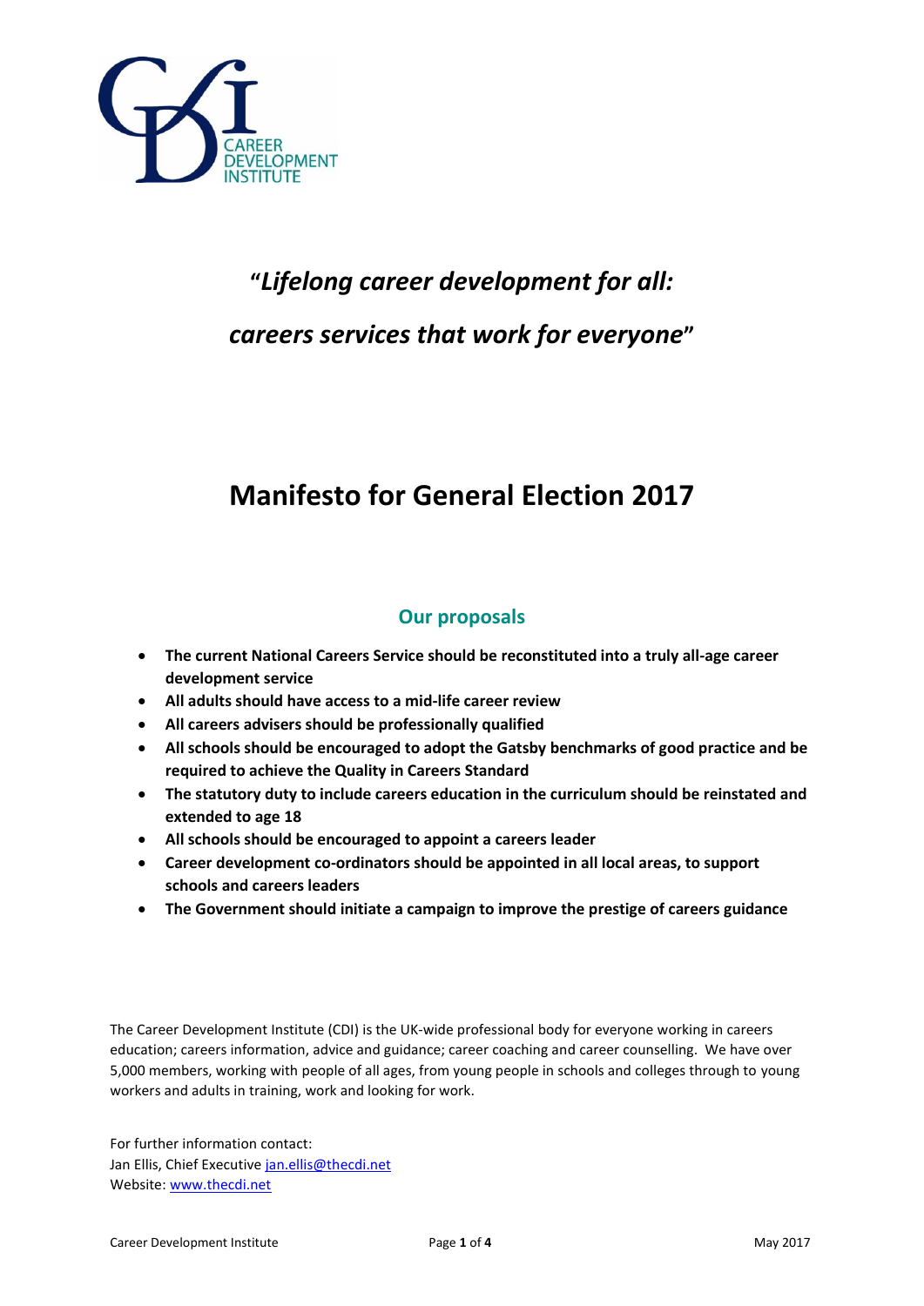CAREER DEVELOPMENT INSTITUTE

*"Lifelong career development for all:*

*careers services that work for everyone"*

# Manifesto for General Election 2017

## Our proposals

- **The current National Careers Service should be reconstituted into a truly all-age career development service**
- **All adults should have access to a mid-life career review**
- **All careers advisers should be professionally qualified**
- **All schools should be encouraged to adopt the Gatsby benchmarks of good practice and be required to achieve the Quality in Careers Standard**
- **The statutory duty to include careers education in the curriculum should be reinstated and extended to age 18**
- **All schools should be encouraged to appoint a careers leader**
- **Career development co-ordinators should be appointed in all local areas, to support schools and careers leaders**
- **The Government should initiate a campaign to improve the prestige of careers guidance**

The Career Development Institute (CDI) is the UK-wide professional body for everyone working in careers education; careers information, advice and guidance; career coaching and career counselling. We have over 5,000 members, working with people of all ages, from young people in schools and colleges through to young workers and adults in training, work and looking for work.

For further information contact:
Jan Ellis, Chief Executive jan.ellis@thecdi.net
Website: www.thecdi.net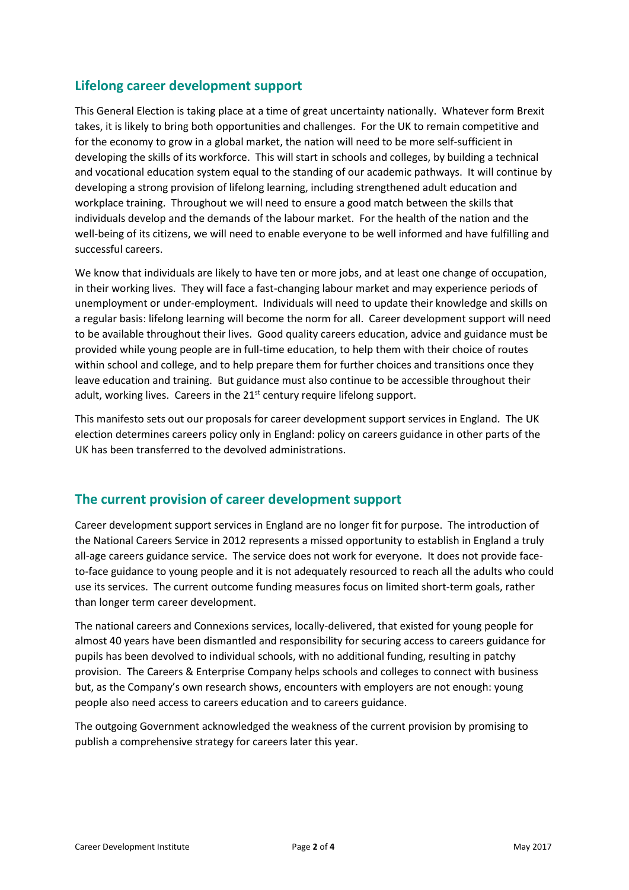## Lifelong career development support

This General Election is taking place at a time of great uncertainty nationally. Whatever form Brexit takes, it is likely to bring both opportunities and challenges. For the UK to remain competitive and for the economy to grow in a global market, the nation will need to be more self-sufficient in developing the skills of its workforce. This will start in schools and colleges, by building a technical and vocational education system equal to the standing of our academic pathways. It will continue by developing a strong provision of lifelong learning, including strengthened adult education and workplace training. Throughout we will need to ensure a good match between the skills that individuals develop and the demands of the labour market. For the health of the nation and the well-being of its citizens, we will need to enable everyone to be well informed and have fulfilling and successful careers.

We know that individuals are likely to have ten or more jobs, and at least one change of occupation, in their working lives. They will face a fast-changing labour market and may experience periods of unemployment or under-employment. Individuals will need to update their knowledge and skills on a regular basis: lifelong learning will become the norm for all. Career development support will need to be available throughout their lives. Good quality careers education, advice and guidance must be provided while young people are in full-time education, to help them with their choice of routes within school and college, and to help prepare them for further choices and transitions once they leave education and training. But guidance must also continue to be accessible throughout their adult, working lives. Careers in the 21st century require lifelong support.

This manifesto sets out our proposals for career development support services in England. The UK election determines careers policy only in England: policy on careers guidance in other parts of the UK has been transferred to the devolved administrations.

## The current provision of career development support

Career development support services in England are no longer fit for purpose. The introduction of the National Careers Service in 2012 represents a missed opportunity to establish in England a truly all-age careers guidance service. The service does not work for everyone. It does not provide face-to-face guidance to young people and it is not adequately resourced to reach all the adults who could use its services. The current outcome funding measures focus on limited short-term goals, rather than longer term career development.

The national careers and Connexions services, locally-delivered, that existed for young people for almost 40 years have been dismantled and responsibility for securing access to careers guidance for pupils has been devolved to individual schools, with no additional funding, resulting in patchy provision. The Careers & Enterprise Company helps schools and colleges to connect with business but, as the Company's own research shows, encounters with employers are not enough: young people also need access to careers education and to careers guidance.

The outgoing Government acknowledged the weakness of the current provision by promising to publish a comprehensive strategy for careers later this year.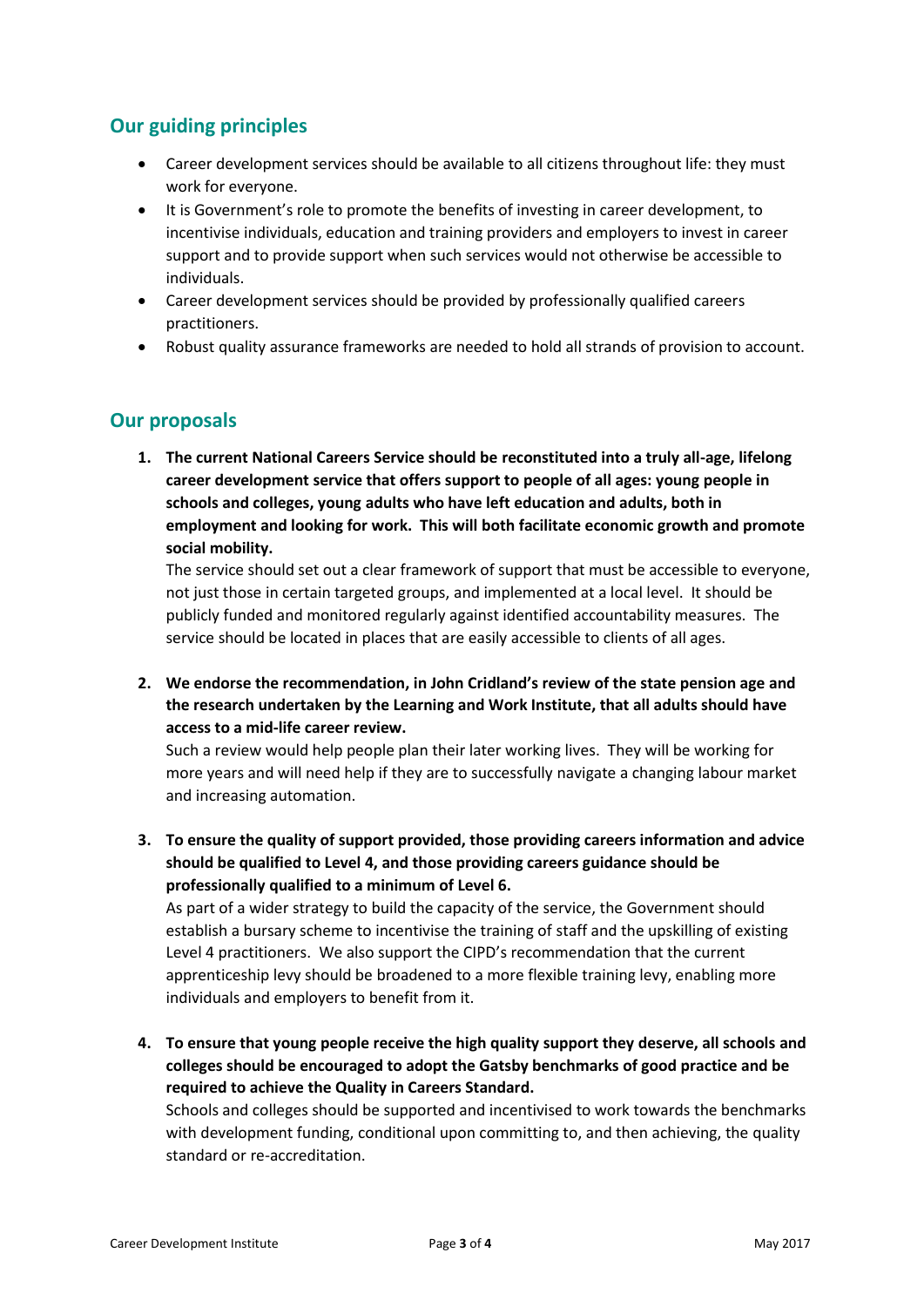## Our guiding principles

- Career development services should be available to all citizens throughout life: they must work for everyone.
- It is Government's role to promote the benefits of investing in career development, to incentivise individuals, education and training providers and employers to invest in career support and to provide support when such services would not otherwise be accessible to individuals.
- Career development services should be provided by professionally qualified careers practitioners.
- Robust quality assurance frameworks are needed to hold all strands of provision to account.

## Our proposals

1. **The current National Careers Service should be reconstituted into a truly all-age, lifelong career development service that offers support to people of all ages: young people in schools and colleges, young adults who have left education and adults, both in employment and looking for work. This will both facilitate economic growth and promote social mobility.**

   The service should set out a clear framework of support that must be accessible to everyone, not just those in certain targeted groups, and implemented at a local level. It should be publicly funded and monitored regularly against identified accountability measures. The service should be located in places that are easily accessible to clients of all ages.

2. **We endorse the recommendation, in John Cridland's review of the state pension age and the research undertaken by the Learning and Work Institute, that all adults should have access to a mid-life career review.**

   Such a review would help people plan their later working lives. They will be working for more years and will need help if they are to successfully navigate a changing labour market and increasing automation.

3. **To ensure the quality of support provided, those providing careers information and advice should be qualified to Level 4, and those providing careers guidance should be professionally qualified to a minimum of Level 6.**

   As part of a wider strategy to build the capacity of the service, the Government should establish a bursary scheme to incentivise the training of staff and the upskilling of existing Level 4 practitioners. We also support the CIPD's recommendation that the current apprenticeship levy should be broadened to a more flexible training levy, enabling more individuals and employers to benefit from it.

4. **To ensure that young people receive the high quality support they deserve, all schools and colleges should be encouraged to adopt the Gatsby benchmarks of good practice and be required to achieve the Quality in Careers Standard.**

   Schools and colleges should be supported and incentivised to work towards the benchmarks with development funding, conditional upon committing to, and then achieving, the quality standard or re-accreditation.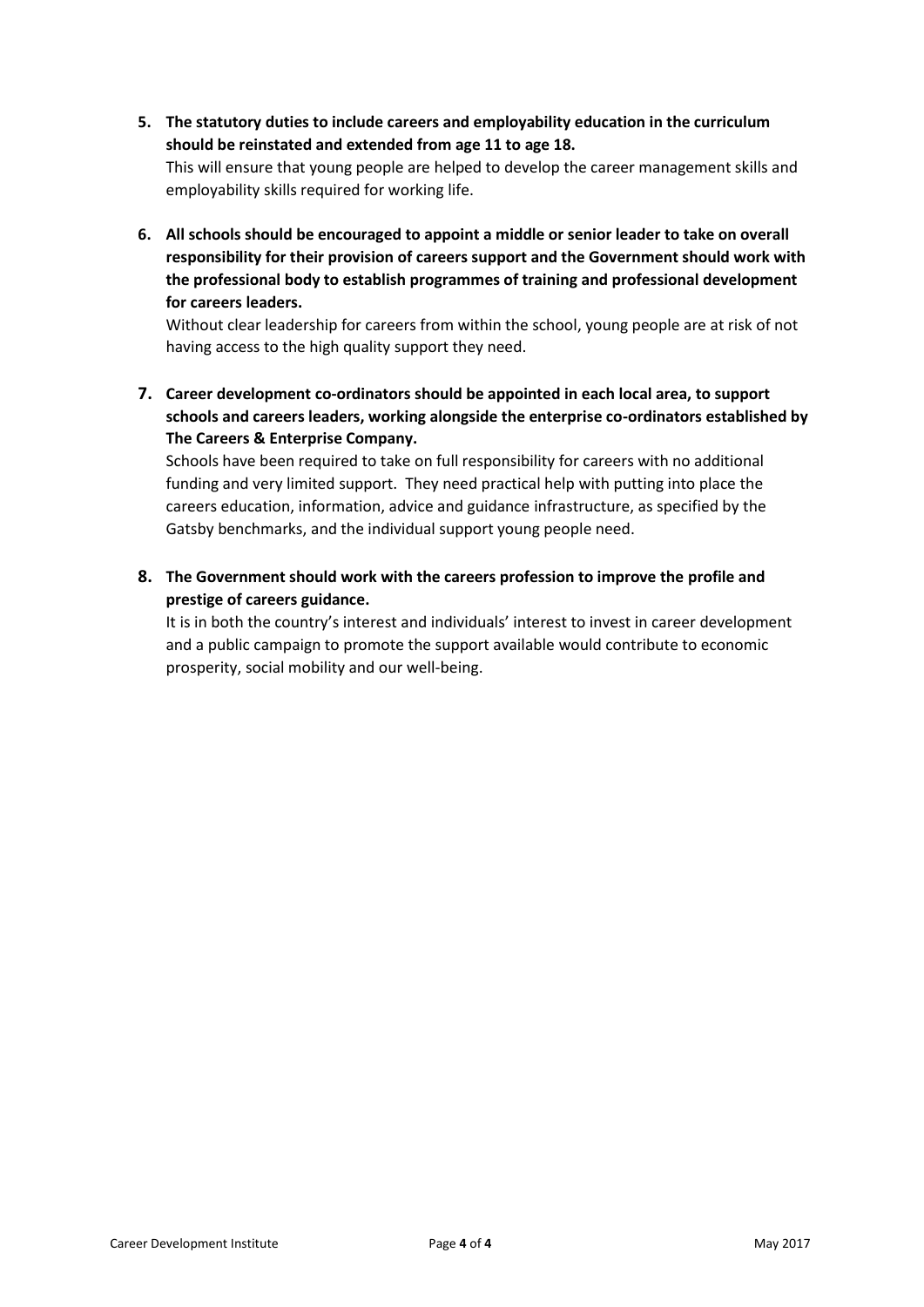5. **The statutory duties to include careers and employability education in the curriculum should be reinstated and extended from age 11 to age 18.**
   This will ensure that young people are helped to develop the career management skills and employability skills required for working life.

6. **All schools should be encouraged to appoint a middle or senior leader to take on overall responsibility for their provision of careers support and the Government should work with the professional body to establish programmes of training and professional development for careers leaders.**
   Without clear leadership for careers from within the school, young people are at risk of not having access to the high quality support they need.

7. **Career development co-ordinators should be appointed in each local area, to support schools and careers leaders, working alongside the enterprise co-ordinators established by The Careers & Enterprise Company.**
   Schools have been required to take on full responsibility for careers with no additional funding and very limited support. They need practical help with putting into place the careers education, information, advice and guidance infrastructure, as specified by the Gatsby benchmarks, and the individual support young people need.

8. **The Government should work with the careers profession to improve the profile and prestige of careers guidance.**
   It is in both the country's interest and individuals' interest to invest in career development and a public campaign to promote the support available would contribute to economic prosperity, social mobility and our well-being.